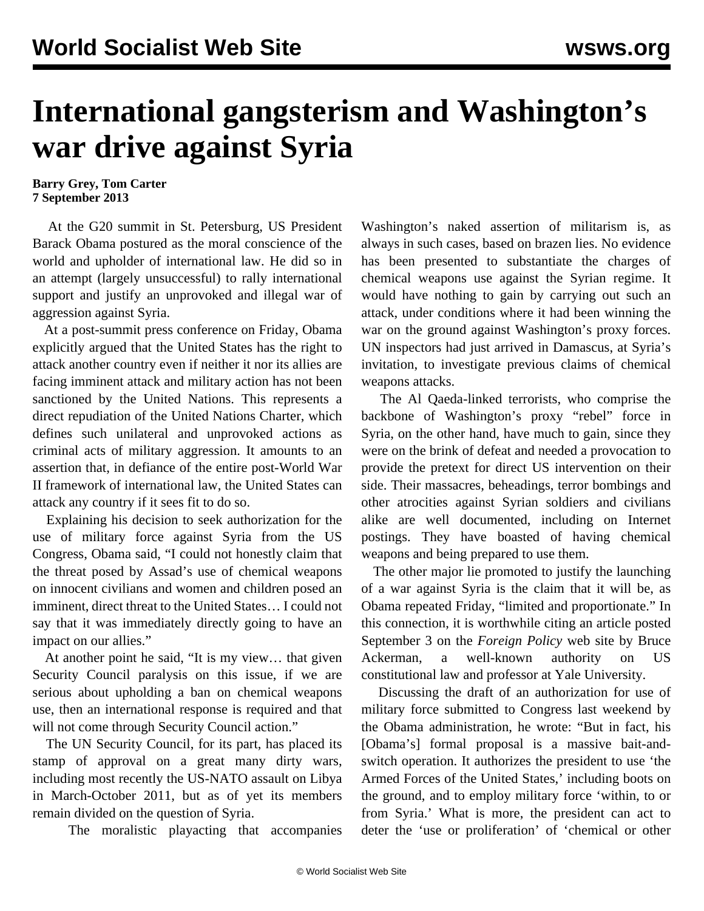# International gangsterism and Washington's war drive against Syria

**Barry Grey, Tom Carter**
**7 September 2013**

At the G20 summit in St. Petersburg, US President Barack Obama postured as the moral conscience of the world and upholder of international law. He did so in an attempt (largely unsuccessful) to rally international support and justify an unprovoked and illegal war of aggression against Syria.

At a post-summit press conference on Friday, Obama explicitly argued that the United States has the right to attack another country even if neither it nor its allies are facing imminent attack and military action has not been sanctioned by the United Nations. This represents a direct repudiation of the United Nations Charter, which defines such unilateral and unprovoked actions as criminal acts of military aggression. It amounts to an assertion that, in defiance of the entire post-World War II framework of international law, the United States can attack any country if it sees fit to do so.

Explaining his decision to seek authorization for the use of military force against Syria from the US Congress, Obama said, "I could not honestly claim that the threat posed by Assad's use of chemical weapons on innocent civilians and women and children posed an imminent, direct threat to the United States… I could not say that it was immediately directly going to have an impact on our allies."

At another point he said, "It is my view… that given Security Council paralysis on this issue, if we are serious about upholding a ban on chemical weapons use, then an international response is required and that will not come through Security Council action."

The UN Security Council, for its part, has placed its stamp of approval on a great many dirty wars, including most recently the US-NATO assault on Libya in March-October 2011, but as of yet its members remain divided on the question of Syria.

The moralistic playacting that accompanies Washington's naked assertion of militarism is, as always in such cases, based on brazen lies. No evidence has been presented to substantiate the charges of chemical weapons use against the Syrian regime. It would have nothing to gain by carrying out such an attack, under conditions where it had been winning the war on the ground against Washington's proxy forces. UN inspectors had just arrived in Damascus, at Syria's invitation, to investigate previous claims of chemical weapons attacks.

The Al Qaeda-linked terrorists, who comprise the backbone of Washington's proxy "rebel" force in Syria, on the other hand, have much to gain, since they were on the brink of defeat and needed a provocation to provide the pretext for direct US intervention on their side. Their massacres, beheadings, terror bombings and other atrocities against Syrian soldiers and civilians alike are well documented, including on Internet postings. They have boasted of having chemical weapons and being prepared to use them.

The other major lie promoted to justify the launching of a war against Syria is the claim that it will be, as Obama repeated Friday, "limited and proportionate." In this connection, it is worthwhile citing an article posted September 3 on the *Foreign Policy* web site by Bruce Ackerman, a well-known authority on US constitutional law and professor at Yale University.

Discussing the draft of an authorization for use of military force submitted to Congress last weekend by the Obama administration, he wrote: "But in fact, his [Obama's] formal proposal is a massive bait-and-switch operation. It authorizes the president to use 'the Armed Forces of the United States,' including boots on the ground, and to employ military force 'within, to or from Syria.' What is more, the president can act to deter the 'use or proliferation' of 'chemical or other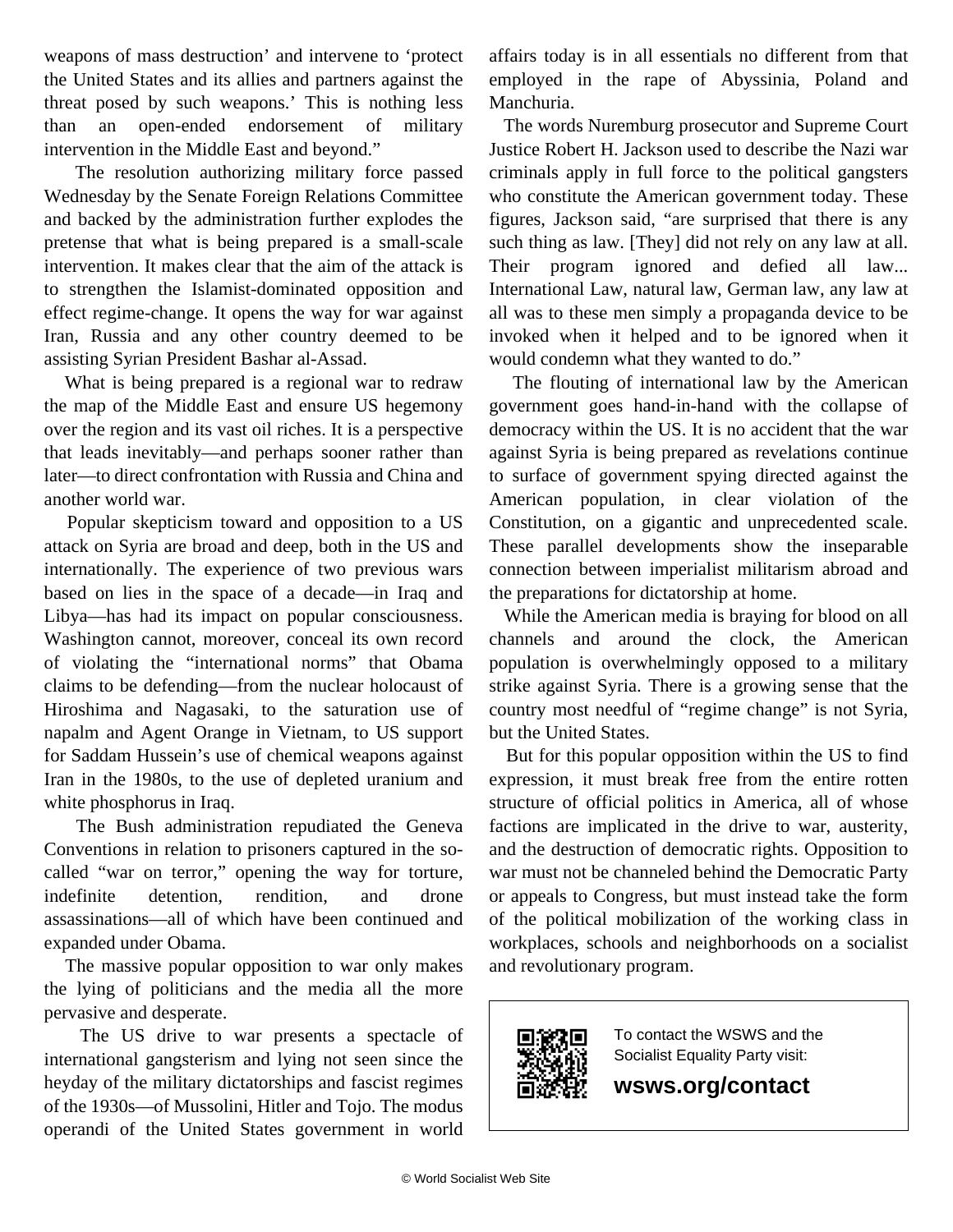weapons of mass destruction' and intervene to 'protect the United States and its allies and partners against the threat posed by such weapons.' This is nothing less than an open-ended endorsement of military intervention in the Middle East and beyond."

The resolution authorizing military force passed Wednesday by the Senate Foreign Relations Committee and backed by the administration further explodes the pretense that what is being prepared is a small-scale intervention. It makes clear that the aim of the attack is to strengthen the Islamist-dominated opposition and effect regime-change. It opens the way for war against Iran, Russia and any other country deemed to be assisting Syrian President Bashar al-Assad.

What is being prepared is a regional war to redraw the map of the Middle East and ensure US hegemony over the region and its vast oil riches. It is a perspective that leads inevitably—and perhaps sooner rather than later—to direct confrontation with Russia and China and another world war.

Popular skepticism toward and opposition to a US attack on Syria are broad and deep, both in the US and internationally. The experience of two previous wars based on lies in the space of a decade—in Iraq and Libya—has had its impact on popular consciousness. Washington cannot, moreover, conceal its own record of violating the "international norms" that Obama claims to be defending—from the nuclear holocaust of Hiroshima and Nagasaki, to the saturation use of napalm and Agent Orange in Vietnam, to US support for Saddam Hussein's use of chemical weapons against Iran in the 1980s, to the use of depleted uranium and white phosphorus in Iraq.

The Bush administration repudiated the Geneva Conventions in relation to prisoners captured in the so-called "war on terror," opening the way for torture, indefinite detention, rendition, and drone assassinations—all of which have been continued and expanded under Obama.

The massive popular opposition to war only makes the lying of politicians and the media all the more pervasive and desperate.

The US drive to war presents a spectacle of international gangsterism and lying not seen since the heyday of the military dictatorships and fascist regimes of the 1930s—of Mussolini, Hitler and Tojo. The modus operandi of the United States government in world affairs today is in all essentials no different from that employed in the rape of Abyssinia, Poland and Manchuria.

The words Nuremburg prosecutor and Supreme Court Justice Robert H. Jackson used to describe the Nazi war criminals apply in full force to the political gangsters who constitute the American government today. These figures, Jackson said, "are surprised that there is any such thing as law. [They] did not rely on any law at all. Their program ignored and defied all law... International Law, natural law, German law, any law at all was to these men simply a propaganda device to be invoked when it helped and to be ignored when it would condemn what they wanted to do."

The flouting of international law by the American government goes hand-in-hand with the collapse of democracy within the US. It is no accident that the war against Syria is being prepared as revelations continue to surface of government spying directed against the American population, in clear violation of the Constitution, on a gigantic and unprecedented scale. These parallel developments show the inseparable connection between imperialist militarism abroad and the preparations for dictatorship at home.

While the American media is braying for blood on all channels and around the clock, the American population is overwhelmingly opposed to a military strike against Syria. There is a growing sense that the country most needful of "regime change" is not Syria, but the United States.

But for this popular opposition within the US to find expression, it must break free from the entire rotten structure of official politics in America, all of whose factions are implicated in the drive to war, austerity, and the destruction of democratic rights. Opposition to war must not be channeled behind the Democratic Party or appeals to Congress, but must instead take the form of the political mobilization of the working class in workplaces, schools and neighborhoods on a socialist and revolutionary program.

To contact the WSWS and the Socialist Equality Party visit:

**wsws.org/contact**